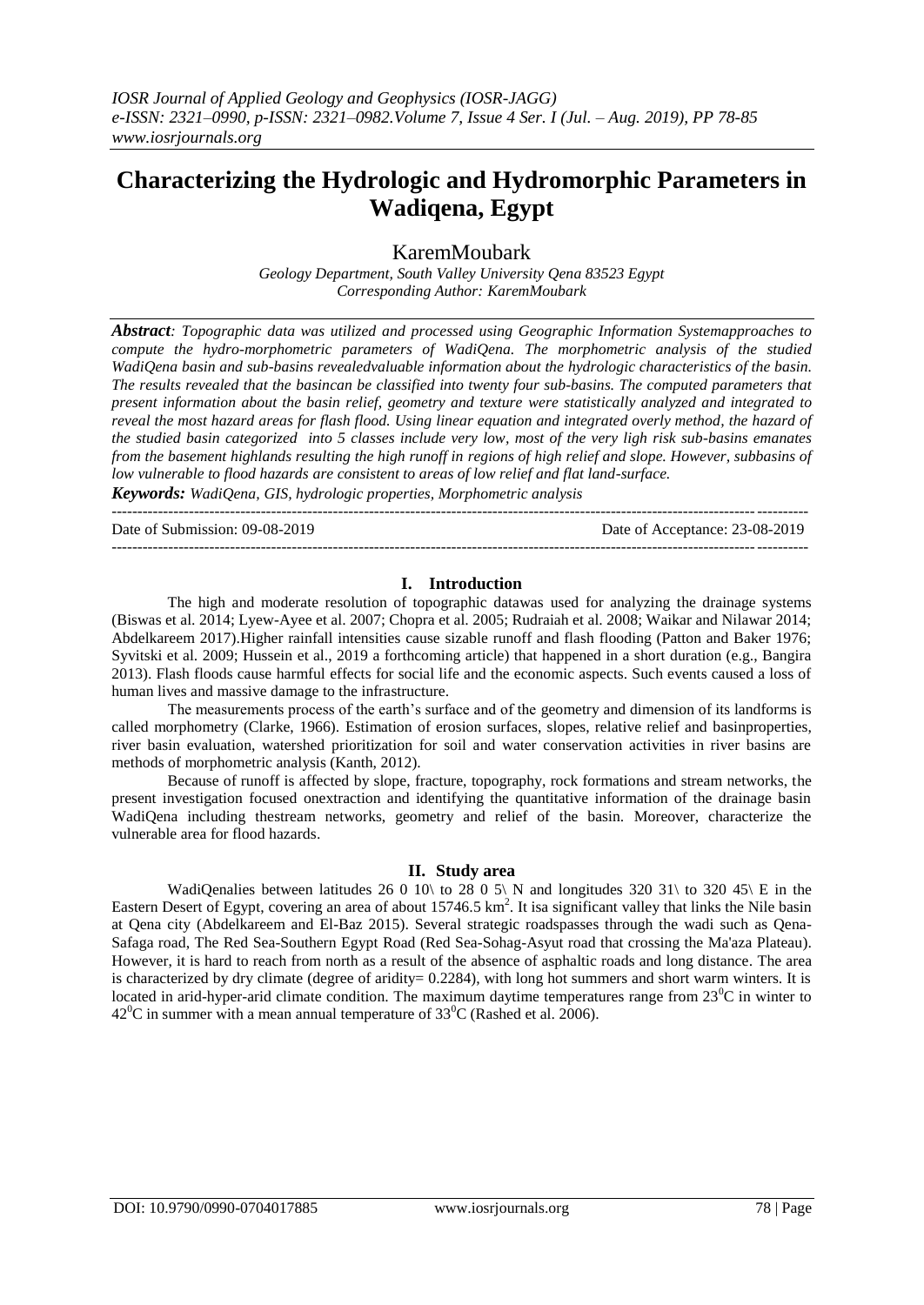# Characterizing the Hydrologic and Hydromorphic Parameters in Wadiqena, Egypt

KaremMoubark

*Geology Department, South Valley University Qena 83523 Egypt*
*Corresponding Author: KaremMoubark*

***Abstract**: Topographic data was utilized and processed using Geographic Information Systemapproaches to compute the hydro-morphometric parameters of WadiQena. The morphometric analysis of the studied WadiQena basin and sub-basins revealedvaluable information about the hydrologic characteristics of the basin. The results revealed that the basincan be classified into twenty four sub-basins. The computed parameters that present information about the basin relief, geometry and texture were statistically analyzed and integrated to reveal the most hazard areas for flash flood. Using linear equation and integrated overly method, the hazard of the studied basin categorized into 5 classes include very low, most of the very ligh risk sub-basins emanates from the basement highlands resulting the high runoff in regions of high relief and slope. However, subbasins of low vulnerable to flood hazards are consistent to areas of low relief and flat land-surface.*

***Keywords:** WadiQena, GIS, hydrologic properties, Morphometric analysis*

---

Date of Submission: 09-08-2019 | Date of Acceptance: 23-08-2019

---

## I. Introduction

The high and moderate resolution of topographic datawas used for analyzing the drainage systems (Biswas et al. 2014; Lyew-Ayee et al. 2007; Chopra et al. 2005; Rudraiah et al. 2008; Waikar and Nilawar 2014; Abdelkareem 2017).Higher rainfall intensities cause sizable runoff and flash flooding (Patton and Baker 1976; Syvitski et al. 2009; Hussein et al., 2019 a forthcoming article) that happened in a short duration (e.g., Bangira 2013). Flash floods cause harmful effects for social life and the economic aspects. Such events caused a loss of human lives and massive damage to the infrastructure.

The measurements process of the earth's surface and of the geometry and dimension of its landforms is called morphometry (Clarke, 1966). Estimation of erosion surfaces, slopes, relative relief and basinproperties, river basin evaluation, watershed prioritization for soil and water conservation activities in river basins are methods of morphometric analysis (Kanth, 2012).

Because of runoff is affected by slope, fracture, topography, rock formations and stream networks, the present investigation focused onextraction and identifying the quantitative information of the drainage basin WadiQena including thestream networks, geometry and relief of the basin. Moreover, characterize the vulnerable area for flood hazards.

## II. Study area

WadiQenalies between latitudes 26 0 10\ to 28 0 5\ N and longitudes 320 31\ to 320 45\ E in the Eastern Desert of Egypt, covering an area of about 15746.5 km$^2$. It isa significant valley that links the Nile basin at Qena city (Abdelkareem and El-Baz 2015). Several strategic roadspasses through the wadi such as Qena-Safaga road, The Red Sea-Southern Egypt Road (Red Sea-Sohag-Asyut road that crossing the Ma'aza Plateau). However, it is hard to reach from north as a result of the absence of asphaltic roads and long distance. The area is characterized by dry climate (degree of aridity= 0.2284), with long hot summers and short warm winters. It is located in arid-hyper-arid climate condition. The maximum daytime temperatures range from 23$^0$C in winter to 42$^0$C in summer with a mean annual temperature of 33$^0$C (Rashed et al. 2006).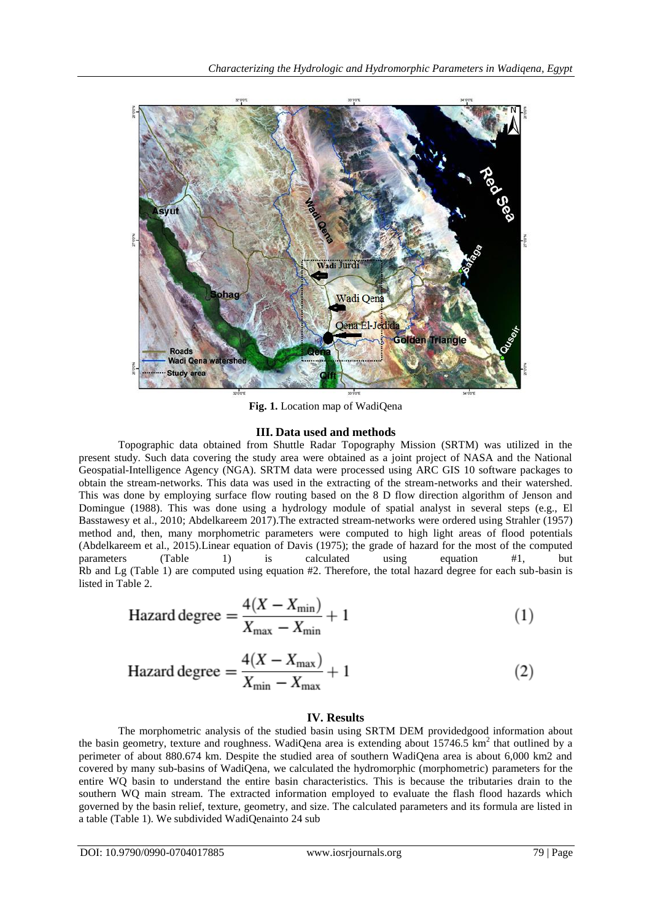Fig. 1. Location map of WadiQena

## III. Data used and methods

Topographic data obtained from Shuttle Radar Topography Mission (SRTM) was utilized in the present study. Such data covering the study area were obtained as a joint project of NASA and the National Geospatial-Intelligence Agency (NGA). SRTM data were processed using ARC GIS 10 software packages to obtain the stream-networks. This data was used in the extracting of the stream-networks and their watershed. This was done by employing surface flow routing based on the 8 D flow direction algorithm of Jenson and Domingue (1988). This was done using a hydrology module of spatial analyst in several steps (e.g., El Basstawesy et al., 2010; Abdelkareem 2017).The extracted stream-networks were ordered using Strahler (1957) method and, then, many morphometric parameters were computed to high light areas of flood potentials (Abdelkareem et al., 2015).Linear equation of Davis (1975); the grade of hazard for the most of the computed parameters (Table 1) is calculated using equation #1, but Rb and Lg (Table 1) are computed using equation #2. Therefore, the total hazard degree for each sub-basin is listed in Table 2.

$$\text{Hazard degree} = \frac{4(X - X_{\min})}{X_{\max} - X_{\min}} + 1 \qquad (1)$$

$$\text{Hazard degree} = \frac{4(X - X_{\max})}{X_{\min} - X_{\max}} + 1 \qquad (2)$$

## IV. Results

The morphometric analysis of the studied basin using SRTM DEM providedgood information about the basin geometry, texture and roughness. WadiQena area is extending about 15746.5 km$^2$ that outlined by a perimeter of about 880.674 km. Despite the studied area of southern WadiQena area is about 6,000 km2 and covered by many sub-basins of WadiQena, we calculated the hydromorphic (morphometric) parameters for the entire WQ basin to understand the entire basin characteristics. This is because the tributaries drain to the southern WQ main stream. The extracted information employed to evaluate the flash flood hazards which governed by the basin relief, texture, geometry, and size. The calculated parameters and its formula are listed in a table (Table 1). We subdivided WadiQenainto 24 sub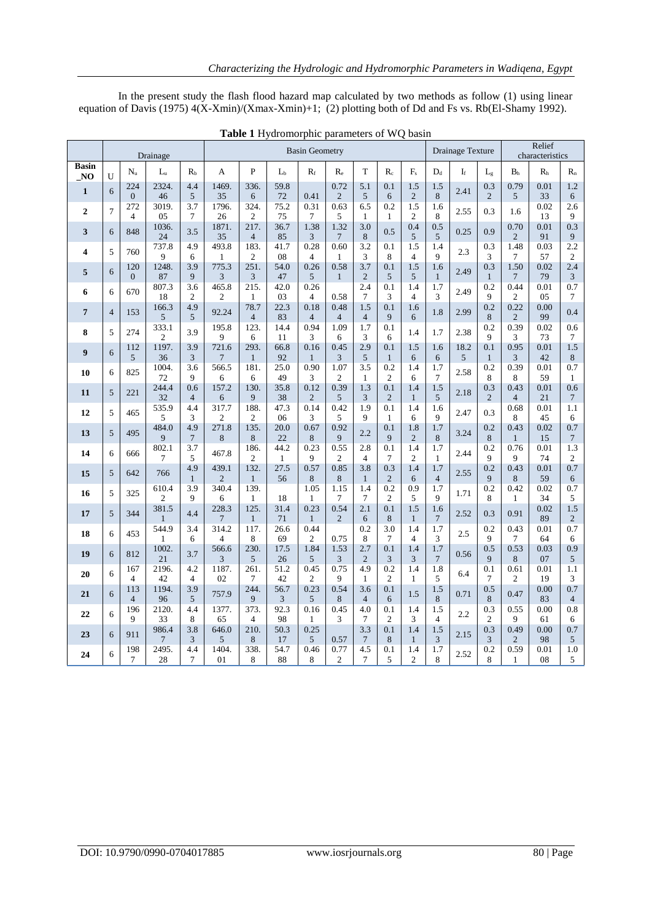In the present study the flash flood hazard map calculated by two methods as follow (1) using linear equation of Davis (1975) 4(X-Xmin)/(Xmax-Xmin)+1; (2) plotting both of Dd and Fs vs. Rb(El-Shamy 1992).

**Table 1** Hydromorphic parameters of WQ basin

| | Drainage | | | | Basin Geometry | | | | | | | | Drainage Texture | | | Relief characteristics | | |
|---|---|---|---|---|---|---|---|---|---|---|---|---|---|---|---|---|---|---|
| **Basin _NO** | U | $N_u$ | $L_u$ | $R_b$ | A | P | $L_b$ | $R_f$ | $R_e$ | T | $R_c$ | $F_s$ | $D_d$ | $I_f$ | $L_g$ | $B_h$ | $R_h$ | $R_n$ |
| **1** | 6 | 2240 | 2324.46 | 4.45 | 1469.35 | 336.6 | 59.872 | 0.41 | 0.722 | 5.15 | 0.16 | 1.52 | 1.58 | 2.41 | 0.32 | 0.795 | 0.0133 | 1.26 |
| **2** | 7 | 2724 | 3019.05 | 3.77 | 1796.26 | 324.2 | 75.275 | 0.317 | 0.635 | 6.51 | 0.21 | 1.52 | 1.68 | 2.55 | 0.3 | 1.6 | 0.0213 | 2.69 |
| **3** | 6 | 848 | 1036.24 | 3.5 | 1871.35 | 217.4 | 36.785 | 1.383 | 1.327 | 3.08 | 0.5 | 0.45 | 0.55 | 0.25 | 0.9 | 0.702 | 0.0191 | 0.39 |
| **4** | 5 | 760 | 737.89 | 4.96 | 493.81 | 183.2 | 41.708 | 0.284 | 0.601 | 3.23 | 0.18 | 1.54 | 1.49 | 2.3 | 0.33 | 1.487 | 0.0357 | 2.22 |
| **5** | 6 | 1200 | 1248.87 | 3.99 | 775.33 | 251.3 | 54.047 | 0.265 | 0.581 | 3.72 | 0.15 | 1.55 | 1.61 | 2.49 | 0.31 | 1.507 | 0.0279 | 2.43 |
| **6** | 6 | 670 | 807.318 | 3.62 | 465.82 | 215.1 | 42.003 | 0.264 | 0.58 | 2.47 | 0.13 | 1.44 | 1.73 | 2.49 | 0.29 | 0.442 | 0.0105 | 0.77 |
| **7** | 4 | 153 | 166.35 | 4.95 | 92.24 | 78.74 | 22.383 | 0.184 | 0.484 | 1.54 | 0.19 | 1.66 | 1.8 | 2.99 | 0.28 | 0.222 | 0.0099 | 0.4 |
| **8** | 5 | 274 | 333.12 | 3.9 | 195.89 | 123.6 | 14.411 | 0.943 | 1.096 | 1.73 | 0.16 | 1.4 | 1.7 | 2.38 | 0.29 | 0.393 | 0.0273 | 0.67 |
| **9** | 6 | 1125 | 1197.36 | 3.93 | 721.67 | 293.1 | 66.892 | 0.161 | 0.453 | 2.95 | 0.11 | 1.56 | 1.66 | 18.25 | 0.11 | 0.953 | 0.0142 | 1.58 |
| **10** | 6 | 825 | 1004.72 | 3.69 | 566.56 | 181.6 | 25.049 | 0.903 | 1.072 | 3.51 | 0.22 | 1.46 | 1.77 | 2.58 | 0.28 | 0.398 | 0.0159 | 0.71 |
| **11** | 5 | 221 | 244.432 | 0.64 | 157.26 | 130.9 | 35.838 | 0.122 | 0.395 | 1.33 | 0.12 | 1.41 | 1.55 | 2.18 | 0.32 | 0.434 | 0.0121 | 0.67 |
| **12** | 5 | 465 | 535.95 | 4.43 | 317.72 | 188.2 | 47.306 | 0.143 | 0.425 | 1.99 | 0.11 | 1.46 | 1.69 | 2.47 | 0.3 | 0.688 | 0.0145 | 1.16 |
| **13** | 5 | 495 | 484.09 | 4.97 | 271.88 | 135.8 | 20.022 | 0.678 | 0.929 | 2.2 | 0.19 | 1.82 | 1.78 | 3.24 | 0.28 | 0.431 | 0.0215 | 0.77 |
| **14** | 6 | 666 | 802.17 | 3.75 | 467.8 | 186.2 | 44.21 | 0.239 | 0.552 | 2.84 | 0.17 | 1.42 | 1.71 | 2.44 | 0.29 | 0.769 | 0.0174 | 1.32 |
| **15** | 5 | 642 | 766 | 4.91 | 439.12 | 132.1 | 27.556 | 0.578 | 0.858 | 3.81 | 0.32 | 1.46 | 1.74 | 2.55 | 0.29 | 0.438 | 0.0159 | 0.76 |
| **16** | 5 | 325 | 610.42 | 3.99 | 340.46 | 139.1 | 18 | 1.051 | 1.157 | 1.47 | 0.22 | 0.95 | 1.79 | 1.71 | 0.28 | 0.421 | 0.0234 | 0.75 |
| **17** | 5 | 344 | 381.51 | 4.4 | 228.37 | 125.1 | 31.471 | 0.231 | 0.542 | 2.16 | 0.18 | 1.51 | 1.67 | 2.52 | 0.3 | 0.91 | 0.0289 | 1.52 |
| **18** | 6 | 453 | 544.91 | 3.46 | 314.24 | 117.8 | 26.669 | 0.442 | 0.75 | 0.28 | 3.07 | 1.44 | 1.73 | 2.5 | 0.29 | 0.437 | 0.0164 | 0.76 |
| **19** | 6 | 812 | 1002.21 | 3.7 | 566.63 | 230.5 | 17.526 | 1.845 | 1.533 | 2.72 | 0.13 | 1.43 | 1.77 | 0.56 | 0.59 | 0.538 | 0.0307 | 0.95 |
| **20** | 6 | 1674 | 2196.42 | 4.24 | 1187.02 | 261.7 | 51.242 | 0.452 | 0.759 | 4.91 | 0.22 | 1.41 | 1.85 | 6.4 | 0.17 | 0.612 | 0.0119 | 1.13 |
| **21** | 6 | 1134 | 1194.96 | 3.95 | 757.9 | 244.9 | 56.73 | 0.235 | 0.548 | 3.64 | 0.16 | 1.5 | 1.58 | 0.71 | 0.58 | 0.47 | 0.0083 | 0.74 |
| **22** | 6 | 1969 | 2120.33 | 4.48 | 1377.65 | 373.4 | 92.398 | 0.161 | 0.453 | 4.07 | 0.12 | 1.43 | 1.54 | 2.2 | 0.32 | 0.559 | 0.0061 | 0.86 |
| **23** | 6 | 911 | 986.47 | 3.83 | 646.05 | 210.8 | 50.317 | 0.255 | 0.57 | 3.37 | 0.18 | 1.41 | 1.53 | 2.15 | 0.33 | 0.492 | 0.0098 | 0.75 |
| **24** | 6 | 1987 | 2495.28 | 4.47 | 1404.01 | 338.8 | 54.788 | 0.468 | 0.772 | 4.57 | 0.15 | 1.42 | 1.78 | 2.52 | 0.28 | 0.591 | 0.0108 | 1.05 |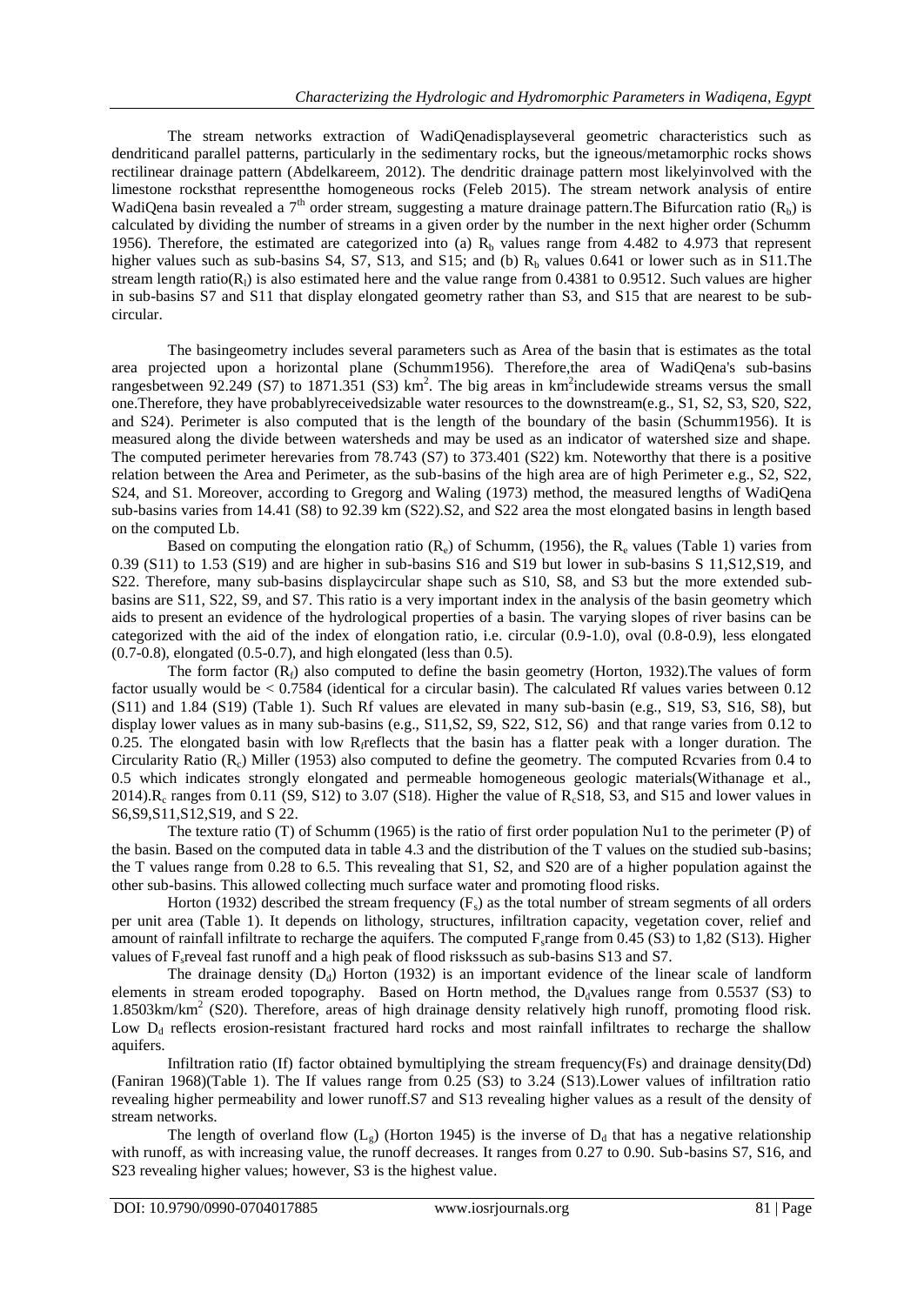The stream networks extraction of WadiQenadisplayseveral geometric characteristics such as dendriticand parallel patterns, particularly in the sedimentary rocks, but the igneous/metamorphic rocks shows rectilinear drainage pattern (Abdelkareem, 2012). The dendritic drainage pattern most likelyinvolved with the limestone rocksthat representthe homogeneous rocks (Feleb 2015). The stream network analysis of entire WadiQena basin revealed a 7$^{th}$ order stream, suggesting a mature drainage pattern.The Bifurcation ratio ($R_b$) is calculated by dividing the number of streams in a given order by the number in the next higher order (Schumm 1956). Therefore, the estimated are categorized into (a) $R_b$ values range from 4.482 to 4.973 that represent higher values such as sub-basins S4, S7, S13, and S15; and (b) $R_b$ values 0.641 or lower such as in S11.The stream length ratio($R_l$) is also estimated here and the value range from 0.4381 to 0.9512. Such values are higher in sub-basins S7 and S11 that display elongated geometry rather than S3, and S15 that are nearest to be sub-circular.

The basingeometry includes several parameters such as Area of the basin that is estimates as the total area projected upon a horizontal plane (Schumm1956). Therefore,the area of WadiQena's sub-basins rangesbetween 92.249 (S7) to 1871.351 (S3) km$^2$. The big areas in km$^2$includewide streams versus the small one.Therefore, they have probablyreceivedsizable water resources to the downstream(e.g., S1, S2, S3, S20, S22, and S24). Perimeter is also computed that is the length of the boundary of the basin (Schumm1956). It is measured along the divide between watersheds and may be used as an indicator of watershed size and shape. The computed perimeter herevaries from 78.743 (S7) to 373.401 (S22) km. Noteworthy that there is a positive relation between the Area and Perimeter, as the sub-basins of the high area are of high Perimeter e.g., S2, S22, S24, and S1. Moreover, according to Gregorg and Waling (1973) method, the measured lengths of WadiQena sub-basins varies from 14.41 (S8) to 92.39 km (S22).S2, and S22 area the most elongated basins in length based on the computed Lb.

Based on computing the elongation ratio ($R_e$) of Schumm, (1956), the $R_e$ values (Table 1) varies from 0.39 (S11) to 1.53 (S19) and are higher in sub-basins S16 and S19 but lower in sub-basins S 11,S12,S19, and S22. Therefore, many sub-basins displaycircular shape such as S10, S8, and S3 but the more extended sub-basins are S11, S22, S9, and S7. This ratio is a very important index in the analysis of the basin geometry which aids to present an evidence of the hydrological properties of a basin. The varying slopes of river basins can be categorized with the aid of the index of elongation ratio, i.e. circular (0.9-1.0), oval (0.8-0.9), less elongated (0.7-0.8), elongated (0.5-0.7), and high elongated (less than 0.5).

The form factor ($R_f$) also computed to define the basin geometry (Horton, 1932).The values of form factor usually would be < 0.7584 (identical for a circular basin). The calculated Rf values varies between 0.12 (S11) and 1.84 (S19) (Table 1). Such Rf values are elevated in many sub-basin (e.g., S19, S3, S16, S8), but display lower values as in many sub-basins (e.g., S11,S2, S9, S22, S12, S6) and that range varies from 0.12 to 0.25. The elongated basin with low $R_f$reflects that the basin has a flatter peak with a longer duration. The Circularity Ratio ($R_c$) Miller (1953) also computed to define the geometry. The computed Rcvaries from 0.4 to 0.5 which indicates strongly elongated and permeable homogeneous geologic materials(Withanage et al., 2014).$R_c$ ranges from 0.11 (S9, S12) to 3.07 (S18). Higher the value of $R_c$S18, S3, and S15 and lower values in S6,S9,S11,S12,S19, and S 22.

The texture ratio (T) of Schumm (1965) is the ratio of first order population Nu1 to the perimeter (P) of the basin. Based on the computed data in table 4.3 and the distribution of the T values on the studied sub-basins; the T values range from 0.28 to 6.5. This revealing that S1, S2, and S20 are of a higher population against the other sub-basins. This allowed collecting much surface water and promoting flood risks.

Horton (1932) described the stream frequency ($F_s$) as the total number of stream segments of all orders per unit area (Table 1). It depends on lithology, structures, infiltration capacity, vegetation cover, relief and amount of rainfall infiltrate to recharge the aquifers. The computed $F_s$range from 0.45 (S3) to 1,82 (S13). Higher values of $F_s$reveal fast runoff and a high peak of flood riskssuch as sub-basins S13 and S7.

The drainage density ($D_d$) Horton (1932) is an important evidence of the linear scale of landform elements in stream eroded topography. Based on Hortn method, the $D_d$values range from 0.5537 (S3) to 1.8503km/km$^2$ (S20). Therefore, areas of high drainage density relatively high runoff, promoting flood risk. Low $D_d$ reflects erosion-resistant fractured hard rocks and most rainfall infiltrates to recharge the shallow aquifers.

Infiltration ratio (If) factor obtained bymultiplying the stream frequency(Fs) and drainage density(Dd) (Faniran 1968)(Table 1). The If values range from 0.25 (S3) to 3.24 (S13).Lower values of infiltration ratio revealing higher permeability and lower runoff.S7 and S13 revealing higher values as a result of the density of stream networks.

The length of overland flow ($L_g$) (Horton 1945) is the inverse of $D_d$ that has a negative relationship with runoff, as with increasing value, the runoff decreases. It ranges from 0.27 to 0.90. Sub-basins S7, S16, and S23 revealing higher values; however, S3 is the highest value.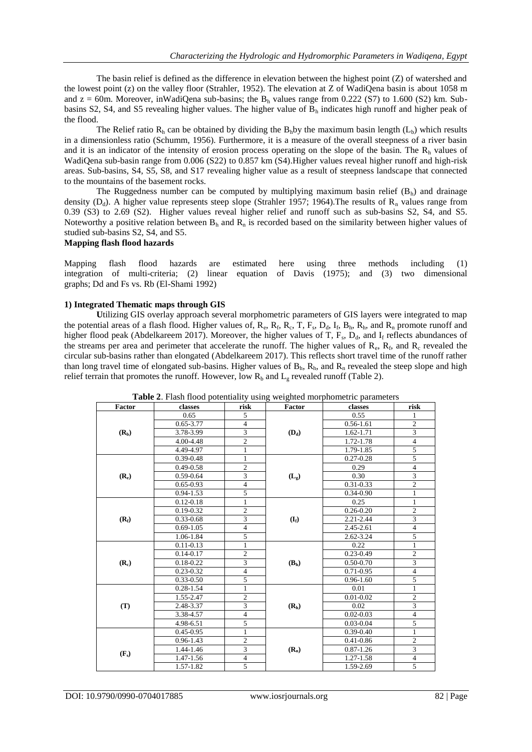The basin relief is defined as the difference in elevation between the highest point (Z) of watershed and the lowest point (z) on the valley floor (Strahler, 1952). The elevation at Z of WadiQena basin is about 1058 m and z = 60m. Moreover, inWadiQena sub-basins; the $B_h$ values range from 0.222 (S7) to 1.600 (S2) km. Sub-basins S2, S4, and S5 revealing higher values. The higher value of $B_h$ indicates high runoff and higher peak of the flood.

The Relief ratio $R_h$ can be obtained by dividing the $B_h$by the maximum basin length ($L_b$) which results in a dimensionless ratio (Schumm, 1956). Furthermore, it is a measure of the overall steepness of a river basin and it is an indicator of the intensity of erosion process operating on the slope of the basin. The $R_h$ values of WadiQena sub-basin range from 0.006 (S22) to 0.857 km (S4).Higher values reveal higher runoff and high-risk areas. Sub-basins, S4, S5, S8, and S17 revealing higher value as a result of steepness landscape that connected to the mountains of the basement rocks.

The Ruggedness number can be computed by multiplying maximum basin relief ($B_h$) and drainage density ($D_d$). A higher value represents steep slope (Strahler 1957; 1964).The results of $R_n$ values range from 0.39 (S3) to 2.69 (S2). Higher values reveal higher relief and runoff such as sub-basins S2, S4, and S5. Noteworthy a positive relation between $B_h$ and $R_n$ is recorded based on the similarity between higher values of studied sub-basins S2, S4, and S5.

**Mapping flash flood hazards**

Mapping flash flood hazards are estimated here using three methods including (1) integration of multi-criteria; (2) linear equation of Davis (1975); and (3) two dimensional graphs; Dd and Fs vs. Rb (El-Shami 1992)

**1) Integrated Thematic maps through GIS**

**U**tilizing GIS overlay approach several morphometric parameters of GIS layers were integrated to map the potential areas of a flash flood. Higher values of, $R_e$, $R_f$, $R_c$, T, $F_s$, $D_d$, $I_f$, $B_h$, $R_h$, and $R_n$ promote runoff and higher flood peak (Abdelkareem 2017). Moreover, the higher values of T, $F_s$, $D_d$, and $I_f$ reflects abundances of the streams per area and perimeter that accelerate the runoff. The higher values of $R_e$, $R_f$, and $R_c$ revealed the circular sub-basins rather than elongated (Abdelkareem 2017). This reflects short travel time of the runoff rather than long travel time of elongated sub-basins. Higher values of $B_h$, $R_h$, and $R_n$ revealed the steep slope and high relief terrain that promotes the runoff. However, low $R_b$ and $L_g$ revealed runoff (Table 2).

**Table 2**. Flash flood potentiality using weighted morphometric parameters

| Factor | classes | risk | Factor | classes | risk |
|---|---|---|---|---|---|
| ($R_b$) | 0.65 | 5 | ($D_d$) | 0.55 | 1 |
| | 0.65-3.77 | 4 | | 0.56-1.61 | 2 |
| | 3.78-3.99 | 3 | | 1.62-1.71 | 3 |
| | 4.00-4.48 | 2 | | 1.72-1.78 | 4 |
| | 4.49-4.97 | 1 | | 1.79-1.85 | 5 |
| ($R_e$) | 0.39-0.48 | 1 | ($L_g$) | 0.27-0.28 | 5 |
| | 0.49-0.58 | 2 | | 0.29 | 4 |
| | 0.59-0.64 | 3 | | 0.30 | 3 |
| | 0.65-0.93 | 4 | | 0.31-0.33 | 2 |
| | 0.94-1.53 | 5 | | 0.34-0.90 | 1 |
| ($R_f$) | 0.12-0.18 | 1 | ($I_f$) | 0.25 | 1 |
| | 0.19-0.32 | 2 | | 0.26-0.20 | 2 |
| | 0.33-0.68 | 3 | | 2.21-2.44 | 3 |
| | 0.69-1.05 | 4 | | 2.45-2.61 | 4 |
| | 1.06-1.84 | 5 | | 2.62-3.24 | 5 |
| ($R_c$) | 0.11-0.13 | 1 | ($B_h$) | 0.22 | 1 |
| | 0.14-0.17 | 2 | | 0.23-0.49 | 2 |
| | 0.18-0.22 | 3 | | 0.50-0.70 | 3 |
| | 0.23-0.32 | 4 | | 0.71-0.95 | 4 |
| | 0.33-0.50 | 5 | | 0.96-1.60 | 5 |
| (T) | 0.28-1.54 | 1 | ($R_h$) | 0.01 | 1 |
| | 1.55-2.47 | 2 | | 0.01-0.02 | 2 |
| | 2.48-3.37 | 3 | | 0.02 | 3 |
| | 3.38-4.57 | 4 | | 0.02-0.03 | 4 |
| | 4.98-6.51 | 5 | | 0.03-0.04 | 5 |
| ($F_s$) | 0.45-0.95 | 1 | ($R_n$) | 0.39-0.40 | 1 |
| | 0.96-1.43 | 2 | | 0.41-0.86 | 2 |
| | 1.44-1.46 | 3 | | 0.87-1.26 | 3 |
| | 1.47-1.56 | 4 | | 1.27-1.58 | 4 |
| | 1.57-1.82 | 5 | | 1.59-2.69 | 5 |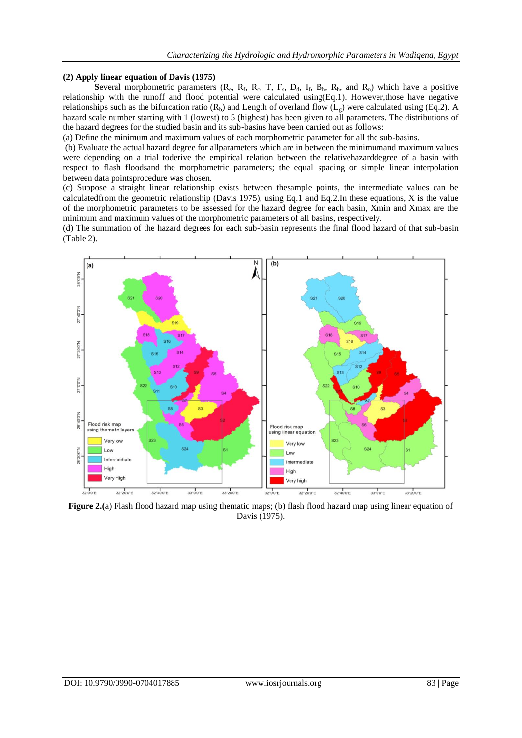**(2) Apply linear equation of Davis (1975)**

**S**everal morphometric parameters ($R_e$, $R_f$, $R_c$, T, $F_s$, $D_d$, $I_f$, $B_h$, $R_h$, and $R_n$) which have a positive relationship with the runoff and flood potential were calculated using(Eq.1). However,those have negative relationships such as the bifurcation ratio ($R_b$) and Length of overland flow ($L_g$) were calculated using (Eq.2). A hazard scale number starting with 1 (lowest) to 5 (highest) has been given to all parameters. The distributions of the hazard degrees for the studied basin and its sub-basins have been carried out as follows:

(a) Define the minimum and maximum values of each morphometric parameter for all the sub-basins.

(b) Evaluate the actual hazard degree for allparameters which are in between the minimumand maximum values were depending on a trial toderive the empirical relation between the relativehazarddegree of a basin with respect to flash floodsand the morphometric parameters; the equal spacing or simple linear interpolation between data pointsprocedure was chosen.

(c) Suppose a straight linear relationship exists between thesample points, the intermediate values can be calculatedfrom the geometric relationship (Davis 1975), using Eq.1 and Eq.2.In these equations, X is the value of the morphometric parameters to be assessed for the hazard degree for each basin, Xmin and Xmax are the minimum and maximum values of the morphometric parameters of all basins, respectively.

(d) The summation of the hazard degrees for each sub-basin represents the final flood hazard of that sub-basin (Table 2).

**Figure 2.(**a) Flash flood hazard map using thematic maps; (b) flash flood hazard map using linear equation of Davis (1975).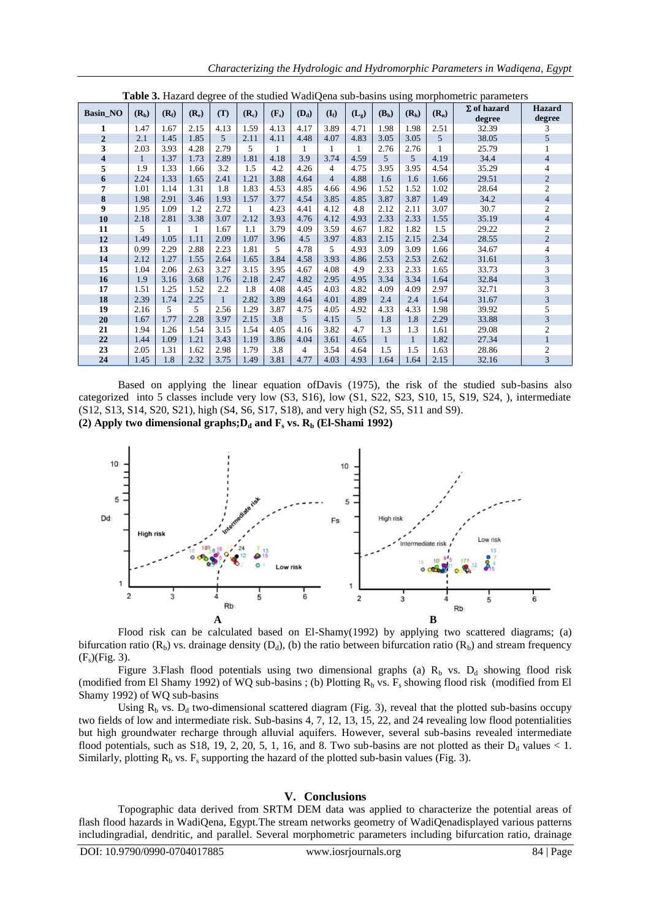**Table 3.** Hazard degree of the studied WadiQena sub-basins using morphometric parameters

| Basin_NO | ($R_b$) | ($R_f$) | ($R_c$) | (T) | ($R_c$) | ($F_s$) | ($D_d$) | ($I_f$) | ($L_g$) | ($B_h$) | ($R_h$) | ($R_n$) | Σ of hazard degree | Hazard degree |
|---|---|---|---|---|---|---|---|---|---|---|---|---|---|---|
| 1 | 1.47 | 1.67 | 2.15 | 4.13 | 1.59 | 4.13 | 4.17 | 3.89 | 4.71 | 1.98 | 1.98 | 2.51 | 32.39 | 3 |
| 2 | 2.1 | 1.45 | 1.85 | 5 | 2.11 | 4.11 | 4.48 | 4.07 | 4.83 | 3.05 | 3.05 | 5 | 38.05 | 5 |
| 3 | 2.03 | 3.93 | 4.28 | 2.79 | 5 | 1 | 1 | 1 | 1 | 2.76 | 2.76 | 1 | 25.79 | 1 |
| 4 | 1 | 1.37 | 1.73 | 2.89 | 1.81 | 4.18 | 3.9 | 3.74 | 4.59 | 5 | 5 | 4.19 | 34.4 | 4 |
| 5 | 1.9 | 1.33 | 1.66 | 3.2 | 1.5 | 4.2 | 4.26 | 4 | 4.75 | 3.95 | 3.95 | 4.54 | 35.29 | 4 |
| 6 | 2.24 | 1.33 | 1.65 | 2.41 | 1.21 | 3.88 | 4.64 | 4 | 4.88 | 1.6 | 1.6 | 1.66 | 29.51 | 2 |
| 7 | 1.01 | 1.14 | 1.31 | 1.8 | 1.83 | 4.53 | 4.85 | 4.66 | 4.96 | 1.52 | 1.52 | 1.02 | 28.64 | 2 |
| 8 | 1.98 | 2.91 | 3.46 | 1.93 | 1.57 | 3.77 | 4.54 | 3.85 | 4.85 | 3.87 | 3.87 | 1.49 | 34.2 | 4 |
| 9 | 1.95 | 1.09 | 1.2 | 2.72 | 1 | 4.23 | 4.41 | 4.12 | 4.8 | 2.12 | 2.11 | 3.07 | 30.7 | 2 |
| 10 | 2.18 | 2.81 | 3.38 | 3.07 | 2.12 | 3.93 | 4.76 | 4.12 | 4.93 | 2.33 | 2.33 | 1.55 | 35.19 | 4 |
| 11 | 5 | 1 | 1 | 1.67 | 1.1 | 3.79 | 4.09 | 3.59 | 4.67 | 1.82 | 1.82 | 1.5 | 29.22 | 2 |
| 12 | 1.49 | 1.05 | 1.11 | 2.09 | 1.07 | 3.96 | 4.5 | 3.97 | 4.83 | 2.15 | 2.15 | 2.34 | 28.55 | 2 |
| 13 | 0.99 | 2.29 | 2.88 | 2.23 | 1.81 | 5 | 4.78 | 5 | 4.93 | 3.09 | 3.09 | 1.66 | 34.67 | 4 |
| 14 | 2.12 | 1.27 | 1.55 | 2.64 | 1.65 | 3.84 | 4.58 | 3.93 | 4.86 | 2.53 | 2.53 | 2.62 | 31.61 | 3 |
| 15 | 1.04 | 2.06 | 2.63 | 3.27 | 3.15 | 3.95 | 4.67 | 4.08 | 4.9 | 2.33 | 2.33 | 1.65 | 33.73 | 3 |
| 16 | 1.9 | 3.16 | 3.68 | 1.76 | 2.18 | 2.47 | 4.82 | 2.95 | 4.95 | 3.34 | 3.34 | 1.64 | 32.84 | 3 |
| 17 | 1.51 | 1.25 | 1.52 | 2.2 | 1.8 | 4.08 | 4.45 | 4.03 | 4.82 | 4.09 | 4.09 | 2.97 | 32.71 | 3 |
| 18 | 2.39 | 1.74 | 2.25 | 1 | 2.82 | 3.89 | 4.64 | 4.01 | 4.89 | 2.4 | 2.4 | 1.64 | 31.67 | 3 |
| 19 | 2.16 | 5 | 5 | 2.56 | 1.29 | 3.87 | 4.75 | 4.05 | 4.92 | 4.33 | 4.33 | 1.98 | 39.92 | 5 |
| 20 | 1.67 | 1.77 | 2.28 | 3.97 | 2.15 | 3.8 | 5 | 4.15 | 5 | 1.8 | 1.8 | 2.29 | 33.88 | 3 |
| 21 | 1.94 | 1.26 | 1.54 | 3.15 | 1.54 | 4.05 | 4.16 | 3.82 | 4.7 | 1.3 | 1.3 | 1.61 | 29.08 | 2 |
| 22 | 1.44 | 1.09 | 1.21 | 3.43 | 1.19 | 3.86 | 4.04 | 3.61 | 4.65 | 1 | 1 | 1.82 | 27.34 | 1 |
| 23 | 2.05 | 1.31 | 1.62 | 2.98 | 1.79 | 3.8 | 4 | 3.54 | 4.64 | 1.5 | 1.5 | 1.63 | 28.86 | 2 |
| 24 | 1.45 | 1.8 | 2.32 | 3.75 | 1.49 | 3.81 | 4.77 | 4.03 | 4.93 | 1.64 | 1.64 | 2.15 | 32.16 | 3 |

Based on applying the linear equation ofDavis (1975), the risk of the studied sub-basins also categorized into 5 classes include very low (S3, S16), low (S1, S22, S23, S10, 15, S19, S24, ), intermediate (S12, S13, S14, S20, S21), high (S4, S6, S17, S18), and very high (S2, S5, S11 and S9).

**(2) Apply two dimensional graphs;$D_d$ and $F_s$ vs. $R_b$ (El-Shami 1992)**

Flood risk can be calculated based on El-Shamy(1992) by applying two scattered diagrams; (a) bifurcation ratio ($R_b$) vs. drainage density ($D_d$), (b) the ratio between bifurcation ratio ($R_b$) and stream frequency ($F_s$)(Fig. 3).

Figure 3.Flash flood potentials using two dimensional graphs (a) $R_b$ vs. $D_d$ showing flood risk (modified from El Shamy 1992) of WQ sub-basins ; (b) Plotting $R_b$ vs. $F_s$ showing flood risk (modified from El Shamy 1992) of WQ sub-basins

Using $R_b$ vs. $D_d$ two-dimensional scattered diagram (Fig. 3), reveal that the plotted sub-basins occupy two fields of low and intermediate risk. Sub-basins 4, 7, 12, 13, 15, 22, and 24 revealing low flood potentialities but high groundwater recharge through alluvial aquifers. However, several sub-basins revealed intermediate flood potentials, such as S18, 19, 2, 20, 5, 1, 16, and 8. Two sub-basins are not plotted as their $D_d$ values < 1. Similarly, plotting $R_b$ vs. $F_s$ supporting the hazard of the plotted sub-basin values (Fig. 3).

## V. Conclusions

Topographic data derived from SRTM DEM data was applied to characterize the potential areas of flash flood hazards in WadiQena, Egypt.The stream networks geometry of WadiQenadisplayed various patterns includingradial, dendritic, and parallel. Several morphometric parameters including bifurcation ratio, drainage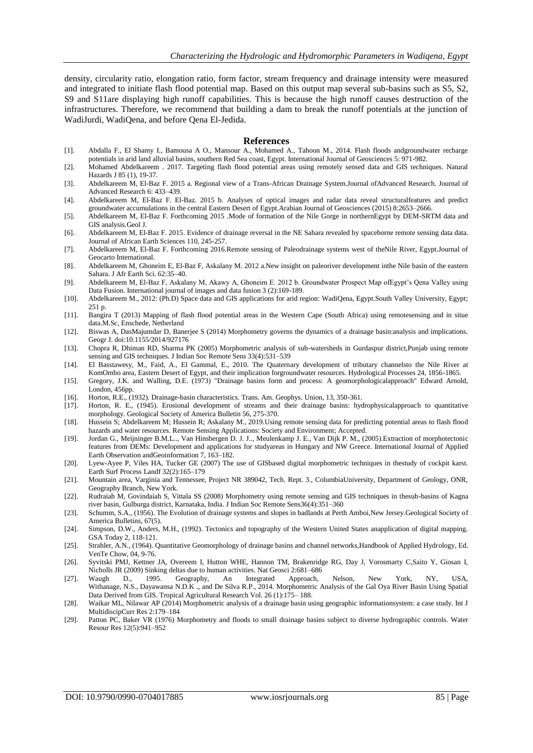density, circularity ratio, elongation ratio, form factor, stream frequency and drainage intensity were measured and integrated to initiate flash flood potential map. Based on this output map several sub-basins such as S5, S2, S9 and S11are displaying high runoff capabilities. This is because the high runoff causes destruction of the infrastructures. Therefore, we recommend that building a dam to break the runoff potentials at the junction of WadiJurdi, WadiQena, and before Qena El-Jedida.

## References

[1]. Abdalla F., El Shamy I., Bamousa A O., Mansour A., Mohamed A., Tahoon M., 2014. Flash floods andgroundwater recharge potentials in arid land alluvial basins, southern Red Sea coast, Egypt. International Journal of Geosciences 5: 971-982.

[2]. Mohamed Abdelkareem . 2017. Targeting flash flood potential areas using remotely sensed data and GIS techniques. Natural Hazards J 85 (1), 19-37.

[3]. Abdelkareem M, El-Baz F. 2015 a. Regional view of a Trans-African Drainage System.Journal ofAdvanced Research. Journal of Advanced Research 6: 433–439.

[4]. Abdelkareem M, El-Baz F. El-Baz. 2015 b. Analyses of optical images and radar data reveal structuralfeatures and predict groundwater accumulations in the central Eastern Desert of Egypt.Arabian Journal of Geosciences (2015) 8:2653–2666.

[5]. Abdelkareem M, El-Baz F. Forthcoming 2015 .Mode of formation of the Nile Gorge in northernEgypt by DEM-SRTM data and GIS analysis.Geol J.

[6]. Abdelkareem M, El-Baz F. 2015. Evidence of drainage reversal in the NE Sahara revealed by spaceborne remote sensing data data. Journal of African Earth Sciences 110, 245-257.

[7]. Abdelkareem M, El-Baz F. Forthcoming 2016.Remote sensing of Paleodrainage systems west of theNile River, Egypt.Journal of Geocarto International.

[8]. Abdelkareem M, Ghoneim E, El-Baz F, Askalany M. 2012 a.New insight on paleoriver development inthe Nile basin of the eastern Sahara. J Afr Earth Sci. 62:35–40.

[9]. Abdelkareem M, El-Baz F, Askalany M, Akawy A, Ghoneim E. 2012 b. Groundwater Prospect Map ofEgypt's Qena Valley using Data Fusion. International journal of images and data fusion 3 (2):169-189.

[10]. Abdelkareem M., 2012: (Ph.D) Space data and GIS applications for arid region: WadiQena, Egypt.South Valley University, Egypt; 251 p.

[11]. Bangira T (2013) Mapping of flash flood potential areas in the Western Cape (South Africa) using remotesensing and in situe data.M.Sc, Enschede, Netherland

[12]. Biswas A, DasMajumdar D, Banerjee S (2014) Morphometry governs the dynamics of a drainage basin:analysis and implications. Geogr J. doi:10.1155/2014/927176

[13]. Chopra R, Dhiman RD, Sharma PK (2005) Morphometric analysis of sub-watersheds in Gurdaspur district,Punjab using remote sensing and GIS techniques. J Indian Soc Remote Sens 33(4):531–539

[14]. El Basstawesy, M., Faid, A., El Gammal, E., 2010. The Quaternary development of tributary channelsto the Nile River at KomOmbo area, Eastern Desert of Egypt, and their implication forgroundwater resources. Hydrological Processes 24, 1856-1865.

[15]. Gregory, J.K. and Walling, D.E. (1973) "Drainage basins form and process: A geomorphologicalapproach" Edward Arnold, London, 456pp.

[16]. Horton, R.E., (1932). Drainage-basin characteristics. Trans. Am. Geophys. Union, 13, 350-361.

[17]. Horton, R. E., (1945). Erosional development of streams and their drainage basins: hydrophysicalapproach to quantitative morphology. Geological Society of America Bulletin 56, 275-370.

[18]. Hussein S; Abdelkareem M; Hussein R; Askalany M., 2019.Using remote sensing data for predicting potential areas to flash flood hazards and water resources. Remote Sensing Applications: Society and Environment; Accepted.

[19]. Jordan G., Meijninger B.M.L.., Van Hinsbergen D. J. J.., Meulenkamp J. E., Van Dijk P. M., (2005).Extraction of morphotectonic features from DEMs: Development and applications for studyareas in Hungary and NW Greece. International Journal of Applied Earth Observation andGeoinformation 7, 163–182.

[20]. Lyew-Ayee P, Viles HA, Tucker GE (2007) The use of GISbased digital morphometric techniques in thestudy of cockpit karst. Earth Surf Process Landf 32(2):165–179

[21]. Mountain area, Varginia and Tennessee, Project NR 389042, Tech. Rept. 3., ColumbiaUniversity, Department of Geology, ONR, Geography Branch, New York.

[22]. Rudraiah M, Govindaiah S, Vittala SS (2008) Morphometry using remote sensing and GIS techniques in thesub-basins of Kagna river basin, Gulburga district, Karnataka, India. J Indian Soc Remote Sens36(4):351–360

[23]. Schumm, S.A., (1956). The Evolution of drainage systems and slopes in badlands at Perth Amboi,New Jersey.Geological Society of America Bulletins, 67(5).

[24]. Simpson, D.W., Anders, M.H., (1992). Tectonics and topography of the Western United States anapplication of digital mapping. GSA Today 2, 118-121.

[25]. Strahler, A.N., (1964). Quantitative Geomorphology of drainage basins and channel networks,Handbook of Applied Hydrology, Ed. VenTe Chow, 04, 9-76.

[26]. Syvitski PMJ, Kettner JA, Overeem I, Hutton WHE, Hannon TM, Brakenridge RG, Day J, Vorosmarty C,Saito Y, Giosan I, Nicholls JR (2009) Sinking deltas due to human activities. Nat Geosci 2:681–686

[27]. Waugh D., 1995. Geography, An Integrated Approach, Nelson, New York, NY, USA, Withanage, N.S., Dayawansa N.D.K ., and De Silva R.P., 2014. Morphometric Analysis of the Gal Oya River Basin Using Spatial Data Derived from GIS. Tropical Agricultural Research Vol. 26 (1):175– 188.

[28]. Waikar ML, Nilawar AP (2014) Morphometric analysis of a drainage basin using geographic informationsystem: a case study. Int J MultidiscipCurr Res 2:179–184

[29]. Patton PC, Baker VR (1976) Morphometry and floods to small drainage basins subject to diverse hydrographic controls. Water Resour Res 12(5):941–952